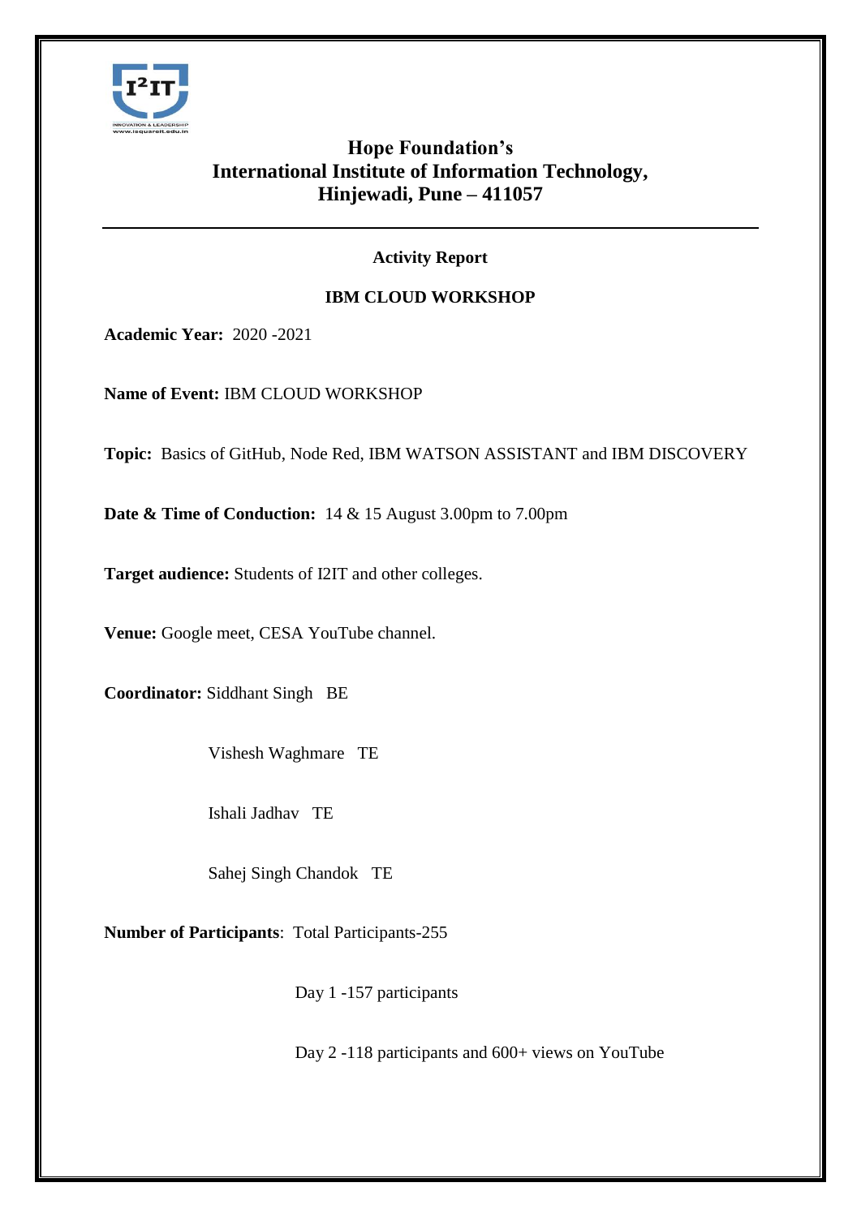# Hope Foundation's
# International Institute of Information Technology, Hinjewadi, Pune – 411057

## Activity Report

## IBM CLOUD WORKSHOP

**Academic Year:** 2020 -2021

**Name of Event:** IBM CLOUD WORKSHOP

**Topic:** Basics of GitHub, Node Red, IBM WATSON ASSISTANT and IBM DISCOVERY

**Date & Time of Conduction:** 14 & 15 August 3.00pm to 7.00pm

**Target audience:** Students of I2IT and other colleges.

**Venue:** Google meet, CESA YouTube channel.

**Coordinator:** Siddhant Singh BE

Vishesh Waghmare TE

Ishali Jadhav TE

Sahej Singh Chandok TE

**Number of Participants**: Total Participants-255

Day 1 -157 participants

Day 2 -118 participants and 600+ views on YouTube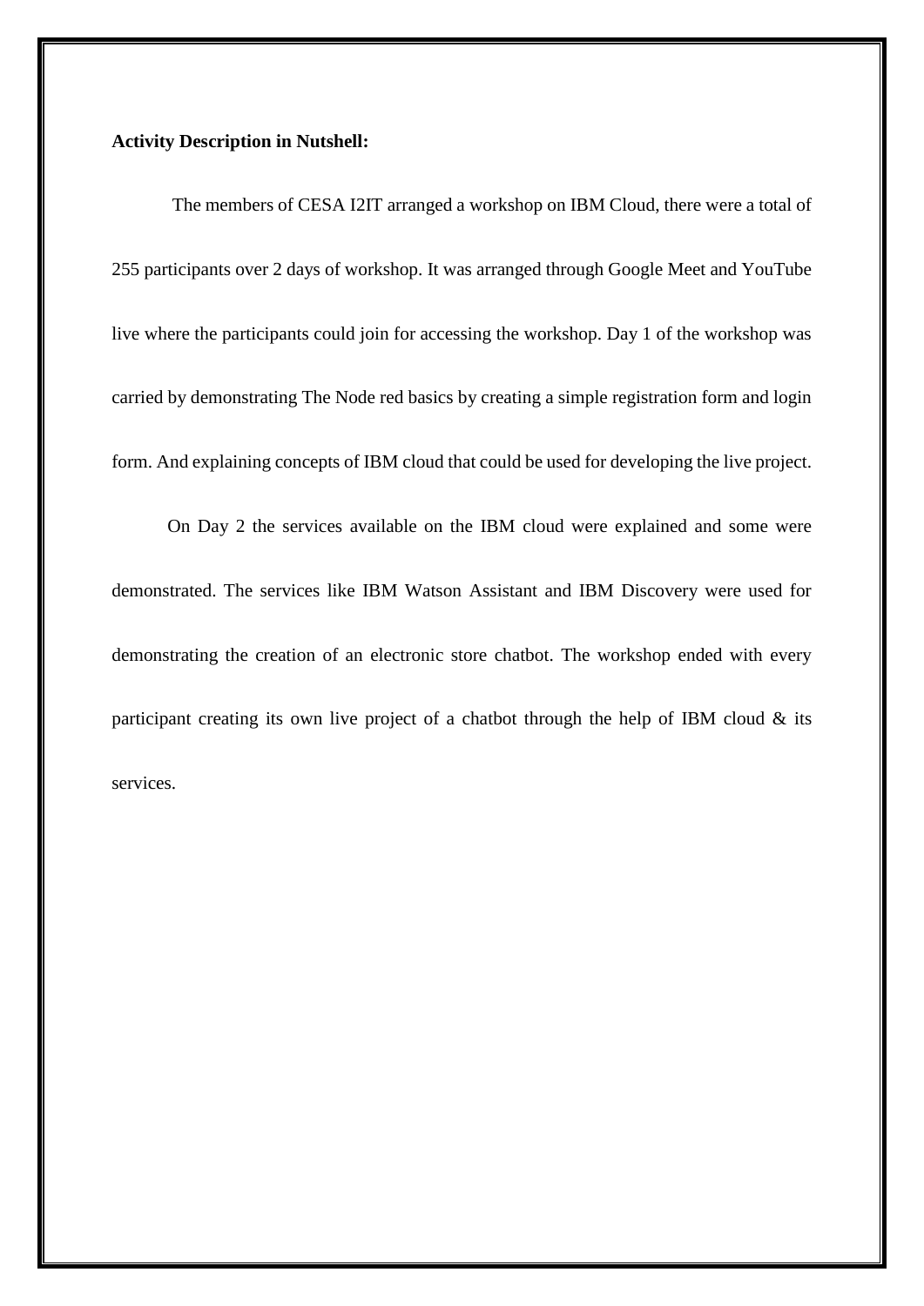**Activity Description in Nutshell:**

The members of CESA I2IT arranged a workshop on IBM Cloud, there were a total of 255 participants over 2 days of workshop. It was arranged through Google Meet and YouTube live where the participants could join for accessing the workshop. Day 1 of the workshop was carried by demonstrating The Node red basics by creating a simple registration form and login form. And explaining concepts of IBM cloud that could be used for developing the live project.

On Day 2 the services available on the IBM cloud were explained and some were demonstrated. The services like IBM Watson Assistant and IBM Discovery were used for demonstrating the creation of an electronic store chatbot. The workshop ended with every participant creating its own live project of a chatbot through the help of IBM cloud & its services.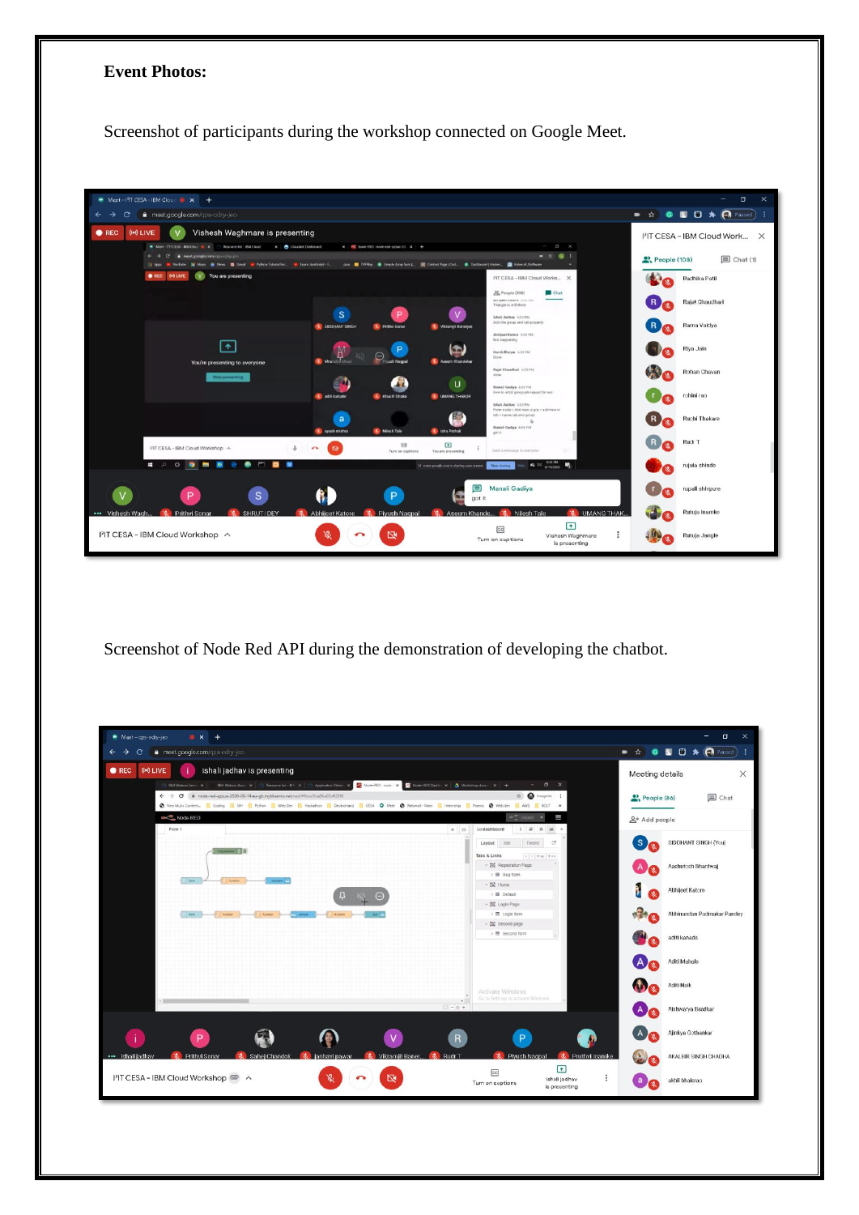**Event Photos:**

Screenshot of participants during the workshop connected on Google Meet.

Screenshot of Node Red API during the demonstration of developing the chatbot.